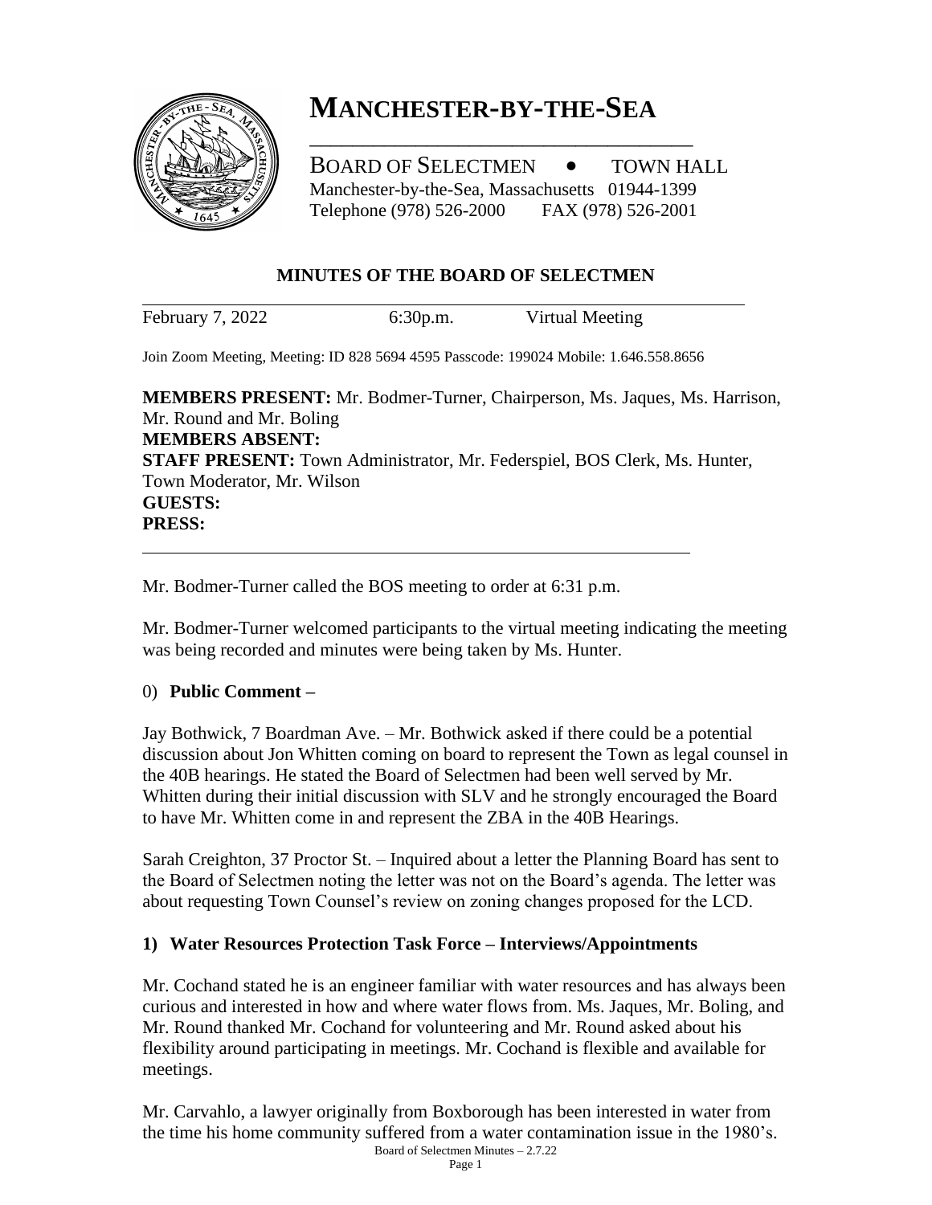# MANCHESTER-BY-THE-SEA

BOARD OF SELECTMEN • TOWN HALL
Manchester-by-the-Sea, Massachusetts 01944-1399
Telephone (978) 526-2000 FAX (978) 526-2001

## MINUTES OF THE BOARD OF SELECTMEN

February 7, 2022 6:30p.m. Virtual Meeting

Join Zoom Meeting, Meeting: ID 828 5694 4595 Passcode: 199024 Mobile: 1.646.558.8656

**MEMBERS PRESENT:** Mr. Bodmer-Turner, Chairperson, Ms. Jaques, Ms. Harrison, Mr. Round and Mr. Boling
**MEMBERS ABSENT:**
**STAFF PRESENT:** Town Administrator, Mr. Federspiel, BOS Clerk, Ms. Hunter, Town Moderator, Mr. Wilson
**GUESTS:**
**PRESS:**

Mr. Bodmer-Turner called the BOS meeting to order at 6:31 p.m.

Mr. Bodmer-Turner welcomed participants to the virtual meeting indicating the meeting was being recorded and minutes were being taken by Ms. Hunter.

0) **Public Comment –**

Jay Bothwick, 7 Boardman Ave. – Mr. Bothwick asked if there could be a potential discussion about Jon Whitten coming on board to represent the Town as legal counsel in the 40B hearings. He stated the Board of Selectmen had been well served by Mr. Whitten during their initial discussion with SLV and he strongly encouraged the Board to have Mr. Whitten come in and represent the ZBA in the 40B Hearings.

Sarah Creighton, 37 Proctor St. – Inquired about a letter the Planning Board has sent to the Board of Selectmen noting the letter was not on the Board's agenda. The letter was about requesting Town Counsel's review on zoning changes proposed for the LCD.

**1) Water Resources Protection Task Force – Interviews/Appointments**

Mr. Cochand stated he is an engineer familiar with water resources and has always been curious and interested in how and where water flows from. Ms. Jaques, Mr. Boling, and Mr. Round thanked Mr. Cochand for volunteering and Mr. Round asked about his flexibility around participating in meetings. Mr. Cochand is flexible and available for meetings.

Mr. Carvahlo, a lawyer originally from Boxborough has been interested in water from the time his home community suffered from a water contamination issue in the 1980's.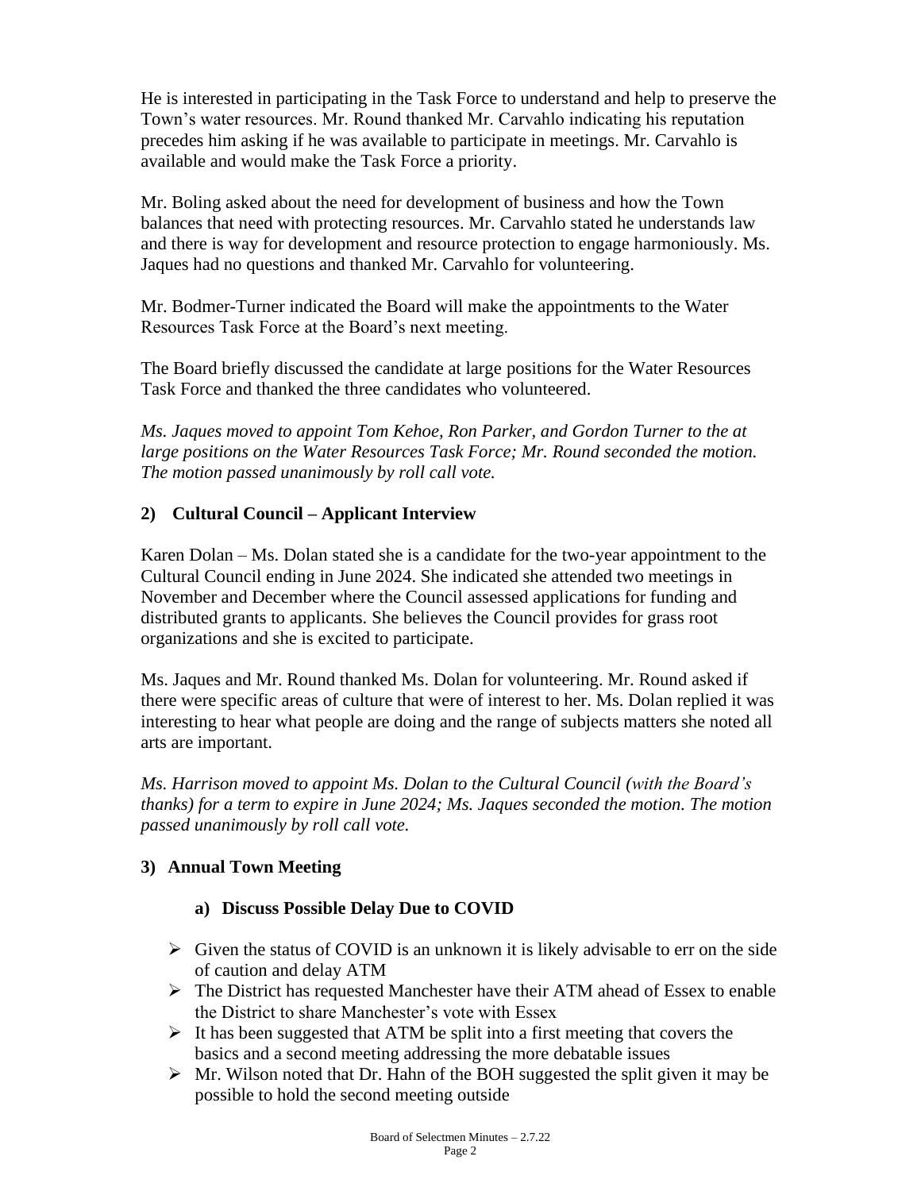He is interested in participating in the Task Force to understand and help to preserve the Town's water resources. Mr. Round thanked Mr. Carvahlo indicating his reputation precedes him asking if he was available to participate in meetings. Mr. Carvahlo is available and would make the Task Force a priority.

Mr. Boling asked about the need for development of business and how the Town balances that need with protecting resources. Mr. Carvahlo stated he understands law and there is way for development and resource protection to engage harmoniously. Ms. Jaques had no questions and thanked Mr. Carvahlo for volunteering.

Mr. Bodmer-Turner indicated the Board will make the appointments to the Water Resources Task Force at the Board's next meeting.

The Board briefly discussed the candidate at large positions for the Water Resources Task Force and thanked the three candidates who volunteered.

*Ms. Jaques moved to appoint Tom Kehoe, Ron Parker, and Gordon Turner to the at large positions on the Water Resources Task Force; Mr. Round seconded the motion. The motion passed unanimously by roll call vote.*

## 2) Cultural Council – Applicant Interview

Karen Dolan – Ms. Dolan stated she is a candidate for the two-year appointment to the Cultural Council ending in June 2024. She indicated she attended two meetings in November and December where the Council assessed applications for funding and distributed grants to applicants. She believes the Council provides for grass root organizations and she is excited to participate.

Ms. Jaques and Mr. Round thanked Ms. Dolan for volunteering. Mr. Round asked if there were specific areas of culture that were of interest to her. Ms. Dolan replied it was interesting to hear what people are doing and the range of subjects matters she noted all arts are important.

*Ms. Harrison moved to appoint Ms. Dolan to the Cultural Council (with the Board's thanks) for a term to expire in June 2024; Ms. Jaques seconded the motion. The motion passed unanimously by roll call vote.*

## 3) Annual Town Meeting

### a) Discuss Possible Delay Due to COVID

- Given the status of COVID is an unknown it is likely advisable to err on the side of caution and delay ATM
- The District has requested Manchester have their ATM ahead of Essex to enable the District to share Manchester's vote with Essex
- It has been suggested that ATM be split into a first meeting that covers the basics and a second meeting addressing the more debatable issues
- Mr. Wilson noted that Dr. Hahn of the BOH suggested the split given it may be possible to hold the second meeting outside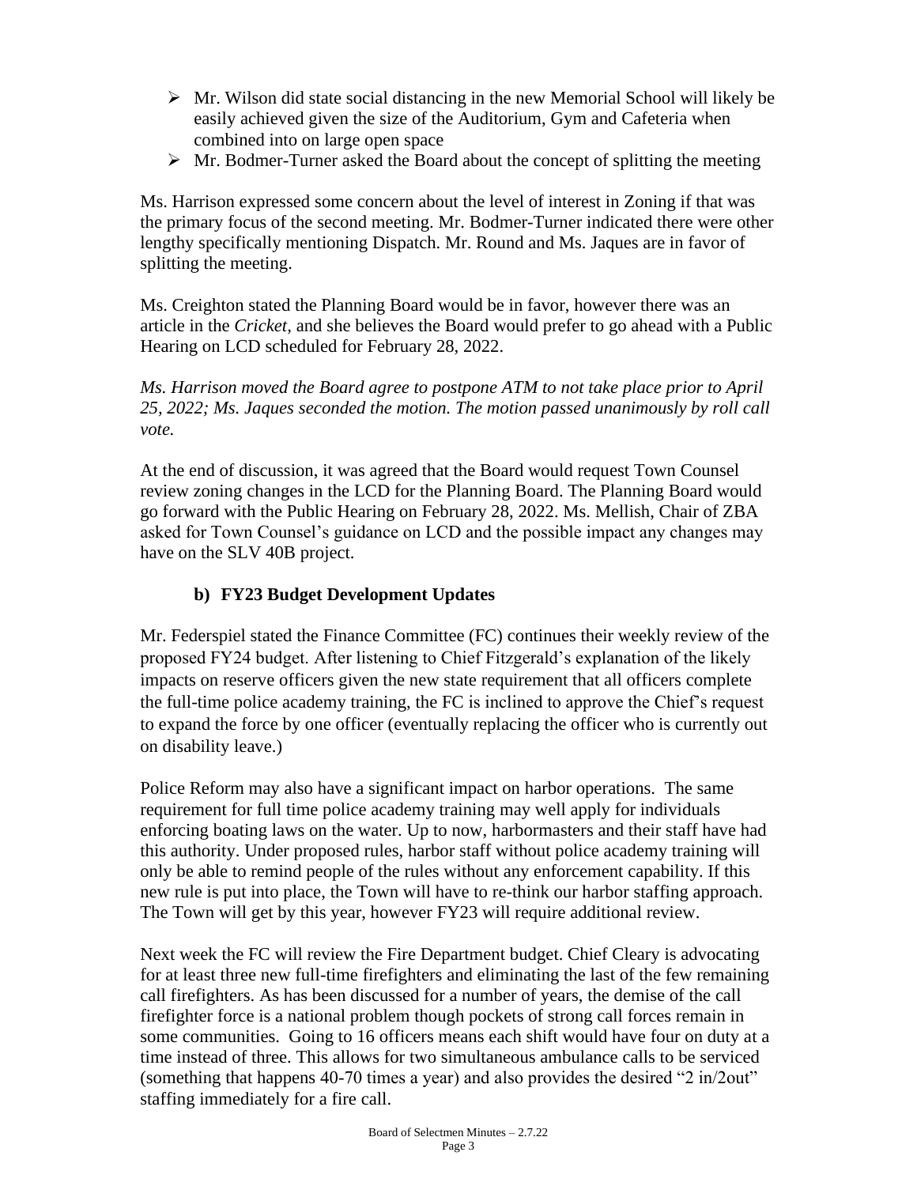- Mr. Wilson did state social distancing in the new Memorial School will likely be easily achieved given the size of the Auditorium, Gym and Cafeteria when combined into on large open space
- Mr. Bodmer-Turner asked the Board about the concept of splitting the meeting

Ms. Harrison expressed some concern about the level of interest in Zoning if that was the primary focus of the second meeting. Mr. Bodmer-Turner indicated there were other lengthy specifically mentioning Dispatch. Mr. Round and Ms. Jaques are in favor of splitting the meeting.

Ms. Creighton stated the Planning Board would be in favor, however there was an article in the *Cricket*, and she believes the Board would prefer to go ahead with a Public Hearing on LCD scheduled for February 28, 2022.

*Ms. Harrison moved the Board agree to postpone ATM to not take place prior to April 25, 2022; Ms. Jaques seconded the motion. The motion passed unanimously by roll call vote.*

At the end of discussion, it was agreed that the Board would request Town Counsel review zoning changes in the LCD for the Planning Board. The Planning Board would go forward with the Public Hearing on February 28, 2022. Ms. Mellish, Chair of ZBA asked for Town Counsel's guidance on LCD and the possible impact any changes may have on the SLV 40B project.

### b) FY23 Budget Development Updates

Mr. Federspiel stated the Finance Committee (FC) continues their weekly review of the proposed FY24 budget. After listening to Chief Fitzgerald's explanation of the likely impacts on reserve officers given the new state requirement that all officers complete the full-time police academy training, the FC is inclined to approve the Chief's request to expand the force by one officer (eventually replacing the officer who is currently out on disability leave.)

Police Reform may also have a significant impact on harbor operations. The same requirement for full time police academy training may well apply for individuals enforcing boating laws on the water. Up to now, harbormasters and their staff have had this authority. Under proposed rules, harbor staff without police academy training will only be able to remind people of the rules without any enforcement capability. If this new rule is put into place, the Town will have to re-think our harbor staffing approach. The Town will get by this year, however FY23 will require additional review.

Next week the FC will review the Fire Department budget. Chief Cleary is advocating for at least three new full-time firefighters and eliminating the last of the few remaining call firefighters. As has been discussed for a number of years, the demise of the call firefighter force is a national problem though pockets of strong call forces remain in some communities. Going to 16 officers means each shift would have four on duty at a time instead of three. This allows for two simultaneous ambulance calls to be serviced (something that happens 40-70 times a year) and also provides the desired "2 in/2out" staffing immediately for a fire call.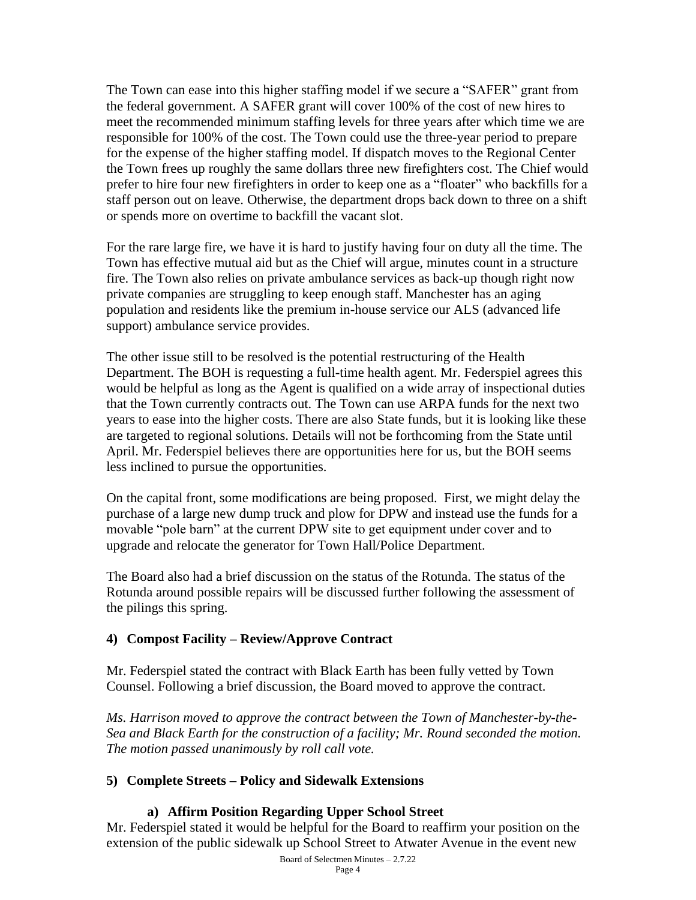The Town can ease into this higher staffing model if we secure a "SAFER" grant from the federal government. A SAFER grant will cover 100% of the cost of new hires to meet the recommended minimum staffing levels for three years after which time we are responsible for 100% of the cost. The Town could use the three-year period to prepare for the expense of the higher staffing model. If dispatch moves to the Regional Center the Town frees up roughly the same dollars three new firefighters cost. The Chief would prefer to hire four new firefighters in order to keep one as a "floater" who backfills for a staff person out on leave. Otherwise, the department drops back down to three on a shift or spends more on overtime to backfill the vacant slot.

For the rare large fire, we have it is hard to justify having four on duty all the time. The Town has effective mutual aid but as the Chief will argue, minutes count in a structure fire. The Town also relies on private ambulance services as back-up though right now private companies are struggling to keep enough staff. Manchester has an aging population and residents like the premium in-house service our ALS (advanced life support) ambulance service provides.

The other issue still to be resolved is the potential restructuring of the Health Department. The BOH is requesting a full-time health agent. Mr. Federspiel agrees this would be helpful as long as the Agent is qualified on a wide array of inspectional duties that the Town currently contracts out. The Town can use ARPA funds for the next two years to ease into the higher costs. There are also State funds, but it is looking like these are targeted to regional solutions. Details will not be forthcoming from the State until April. Mr. Federspiel believes there are opportunities here for us, but the BOH seems less inclined to pursue the opportunities.

On the capital front, some modifications are being proposed. First, we might delay the purchase of a large new dump truck and plow for DPW and instead use the funds for a movable "pole barn" at the current DPW site to get equipment under cover and to upgrade and relocate the generator for Town Hall/Police Department.

The Board also had a brief discussion on the status of the Rotunda. The status of the Rotunda around possible repairs will be discussed further following the assessment of the pilings this spring.

## 4) Compost Facility – Review/Approve Contract

Mr. Federspiel stated the contract with Black Earth has been fully vetted by Town Counsel. Following a brief discussion, the Board moved to approve the contract.

*Ms. Harrison moved to approve the contract between the Town of Manchester-by-the-Sea and Black Earth for the construction of a facility; Mr. Round seconded the motion. The motion passed unanimously by roll call vote.*

## 5) Complete Streets – Policy and Sidewalk Extensions

### a) Affirm Position Regarding Upper School Street

Mr. Federspiel stated it would be helpful for the Board to reaffirm your position on the extension of the public sidewalk up School Street to Atwater Avenue in the event new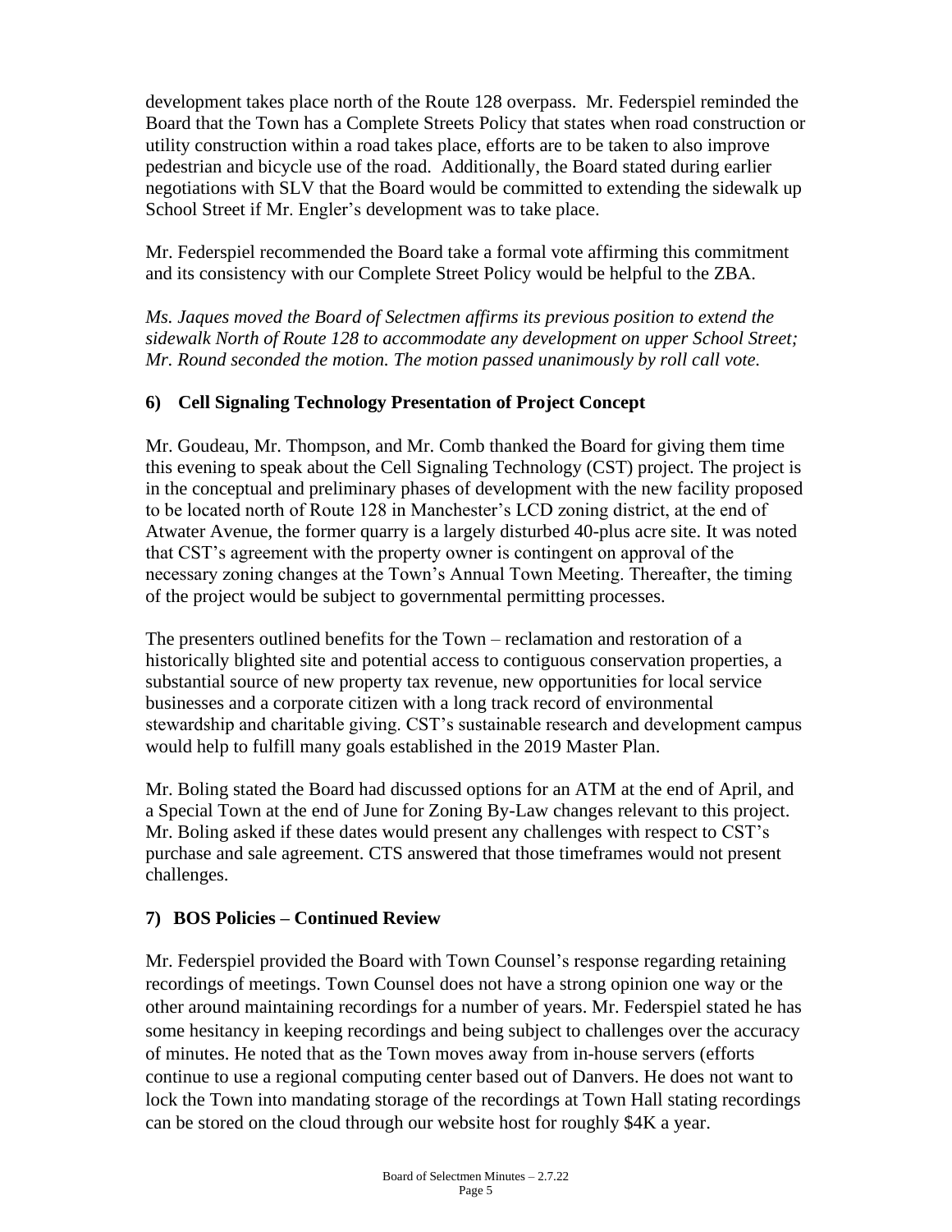development takes place north of the Route 128 overpass. Mr. Federspiel reminded the Board that the Town has a Complete Streets Policy that states when road construction or utility construction within a road takes place, efforts are to be taken to also improve pedestrian and bicycle use of the road. Additionally, the Board stated during earlier negotiations with SLV that the Board would be committed to extending the sidewalk up School Street if Mr. Engler's development was to take place.

Mr. Federspiel recommended the Board take a formal vote affirming this commitment and its consistency with our Complete Street Policy would be helpful to the ZBA.

*Ms. Jaques moved the Board of Selectmen affirms its previous position to extend the sidewalk North of Route 128 to accommodate any development on upper School Street; Mr. Round seconded the motion. The motion passed unanimously by roll call vote.*

## 6) Cell Signaling Technology Presentation of Project Concept

Mr. Goudeau, Mr. Thompson, and Mr. Comb thanked the Board for giving them time this evening to speak about the Cell Signaling Technology (CST) project. The project is in the conceptual and preliminary phases of development with the new facility proposed to be located north of Route 128 in Manchester's LCD zoning district, at the end of Atwater Avenue, the former quarry is a largely disturbed 40-plus acre site. It was noted that CST's agreement with the property owner is contingent on approval of the necessary zoning changes at the Town's Annual Town Meeting. Thereafter, the timing of the project would be subject to governmental permitting processes.

The presenters outlined benefits for the Town – reclamation and restoration of a historically blighted site and potential access to contiguous conservation properties, a substantial source of new property tax revenue, new opportunities for local service businesses and a corporate citizen with a long track record of environmental stewardship and charitable giving. CST's sustainable research and development campus would help to fulfill many goals established in the 2019 Master Plan.

Mr. Boling stated the Board had discussed options for an ATM at the end of April, and a Special Town at the end of June for Zoning By-Law changes relevant to this project. Mr. Boling asked if these dates would present any challenges with respect to CST's purchase and sale agreement. CTS answered that those timeframes would not present challenges.

## 7) BOS Policies – Continued Review

Mr. Federspiel provided the Board with Town Counsel's response regarding retaining recordings of meetings. Town Counsel does not have a strong opinion one way or the other around maintaining recordings for a number of years. Mr. Federspiel stated he has some hesitancy in keeping recordings and being subject to challenges over the accuracy of minutes. He noted that as the Town moves away from in-house servers (efforts continue to use a regional computing center based out of Danvers. He does not want to lock the Town into mandating storage of the recordings at Town Hall stating recordings can be stored on the cloud through our website host for roughly $4K a year.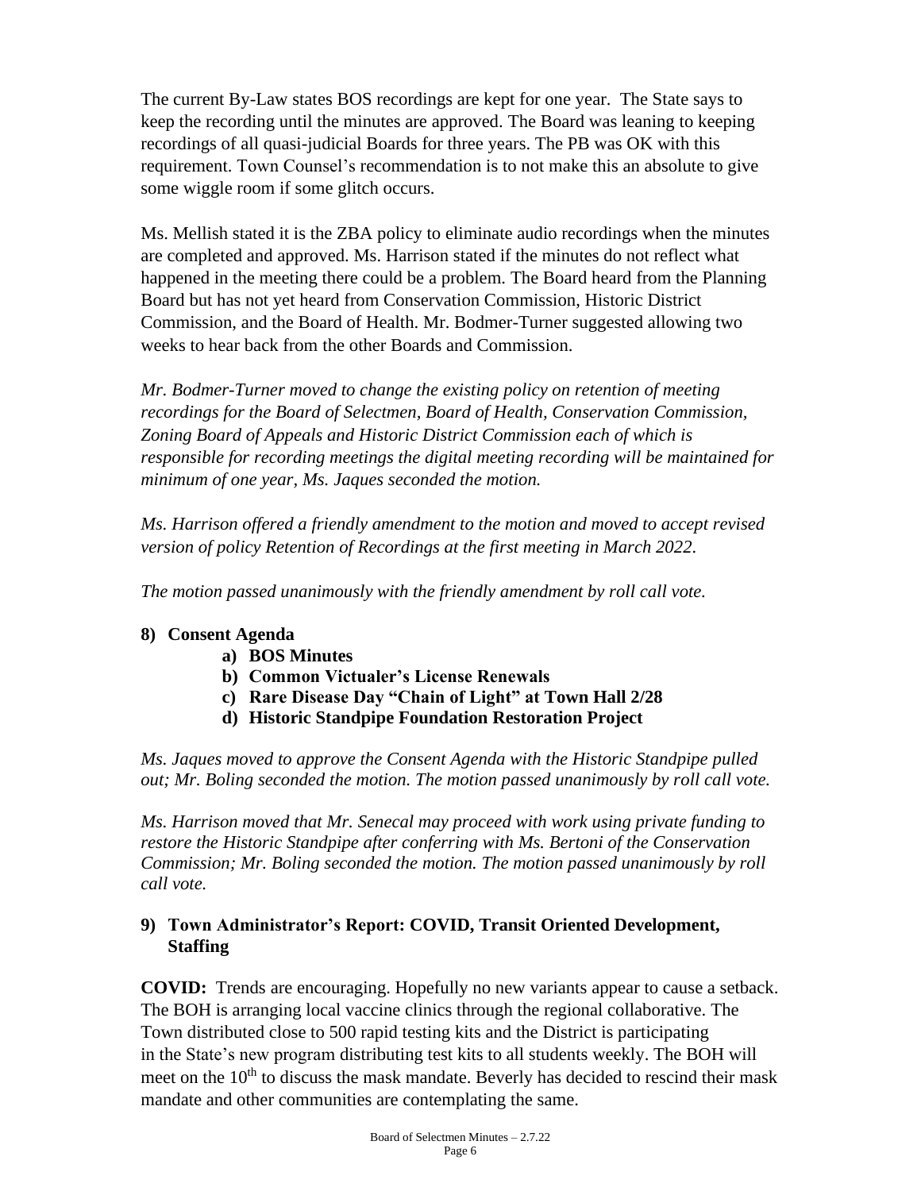The current By-Law states BOS recordings are kept for one year. The State says to keep the recording until the minutes are approved. The Board was leaning to keeping recordings of all quasi-judicial Boards for three years. The PB was OK with this requirement. Town Counsel's recommendation is to not make this an absolute to give some wiggle room if some glitch occurs.

Ms. Mellish stated it is the ZBA policy to eliminate audio recordings when the minutes are completed and approved. Ms. Harrison stated if the minutes do not reflect what happened in the meeting there could be a problem. The Board heard from the Planning Board but has not yet heard from Conservation Commission, Historic District Commission, and the Board of Health. Mr. Bodmer-Turner suggested allowing two weeks to hear back from the other Boards and Commission.

*Mr. Bodmer-Turner moved to change the existing policy on retention of meeting recordings for the Board of Selectmen, Board of Health, Conservation Commission, Zoning Board of Appeals and Historic District Commission each of which is responsible for recording meetings the digital meeting recording will be maintained for minimum of one year, Ms. Jaques seconded the motion.*

*Ms. Harrison offered a friendly amendment to the motion and moved to accept revised version of policy Retention of Recordings at the first meeting in March 2022.*

*The motion passed unanimously with the friendly amendment by roll call vote.*

## 8) Consent Agenda

- **a) BOS Minutes**
- **b) Common Victualer's License Renewals**
- **c) Rare Disease Day "Chain of Light" at Town Hall 2/28**
- **d) Historic Standpipe Foundation Restoration Project**

*Ms. Jaques moved to approve the Consent Agenda with the Historic Standpipe pulled out; Mr. Boling seconded the motion. The motion passed unanimously by roll call vote.*

*Ms. Harrison moved that Mr. Senecal may proceed with work using private funding to restore the Historic Standpipe after conferring with Ms. Bertoni of the Conservation Commission; Mr. Boling seconded the motion. The motion passed unanimously by roll call vote.*

## 9) Town Administrator's Report: COVID, Transit Oriented Development, Staffing

**COVID:** Trends are encouraging. Hopefully no new variants appear to cause a setback. The BOH is arranging local vaccine clinics through the regional collaborative. The Town distributed close to 500 rapid testing kits and the District is participating in the State's new program distributing test kits to all students weekly. The BOH will meet on the 10th to discuss the mask mandate. Beverly has decided to rescind their mask mandate and other communities are contemplating the same.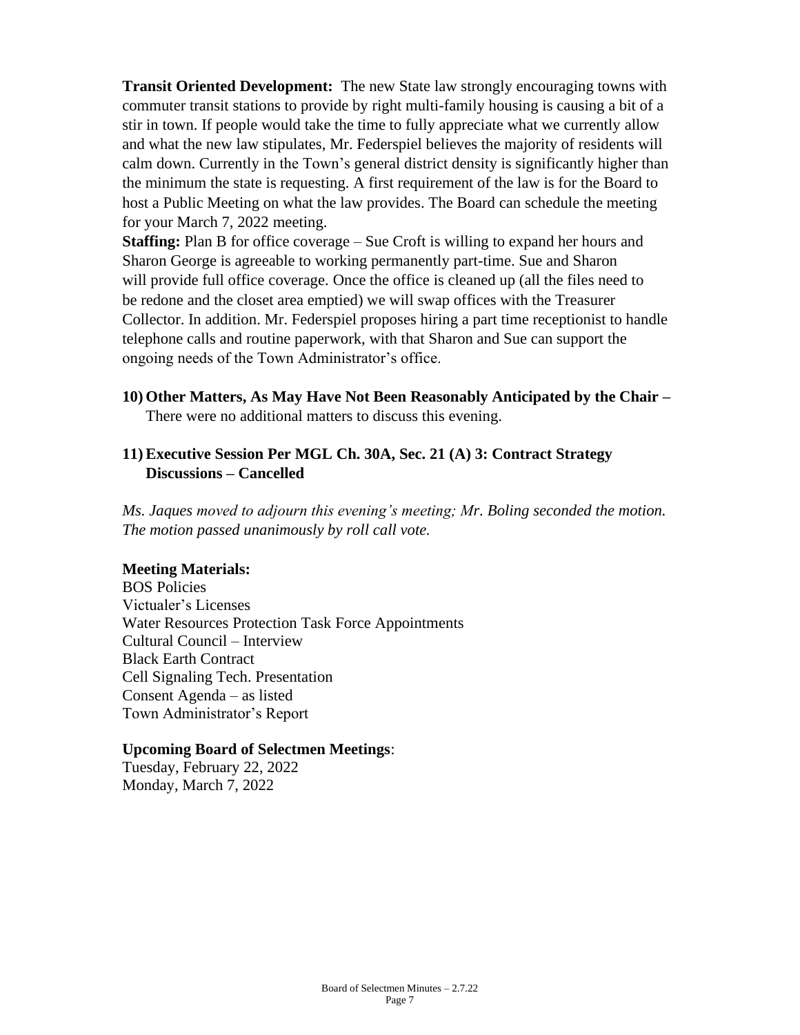**Transit Oriented Development:** The new State law strongly encouraging towns with commuter transit stations to provide by right multi-family housing is causing a bit of a stir in town. If people would take the time to fully appreciate what we currently allow and what the new law stipulates, Mr. Federspiel believes the majority of residents will calm down. Currently in the Town's general district density is significantly higher than the minimum the state is requesting. A first requirement of the law is for the Board to host a Public Meeting on what the law provides. The Board can schedule the meeting for your March 7, 2022 meeting.

**Staffing:** Plan B for office coverage – Sue Croft is willing to expand her hours and Sharon George is agreeable to working permanently part-time. Sue and Sharon will provide full office coverage. Once the office is cleaned up (all the files need to be redone and the closet area emptied) we will swap offices with the Treasurer Collector. In addition. Mr. Federspiel proposes hiring a part time receptionist to handle telephone calls and routine paperwork, with that Sharon and Sue can support the ongoing needs of the Town Administrator's office.

10) **Other Matters, As May Have Not Been Reasonably Anticipated by the Chair –** There were no additional matters to discuss this evening.

11) **Executive Session Per MGL Ch. 30A, Sec. 21 (A) 3: Contract Strategy Discussions – Cancelled**

*Ms. Jaques moved to adjourn this evening's meeting; Mr. Boling seconded the motion. The motion passed unanimously by roll call vote.*

**Meeting Materials:**

BOS Policies
Victualer's Licenses
Water Resources Protection Task Force Appointments
Cultural Council – Interview
Black Earth Contract
Cell Signaling Tech. Presentation
Consent Agenda – as listed
Town Administrator's Report

**Upcoming Board of Selectmen Meetings**:

Tuesday, February 22, 2022
Monday, March 7, 2022